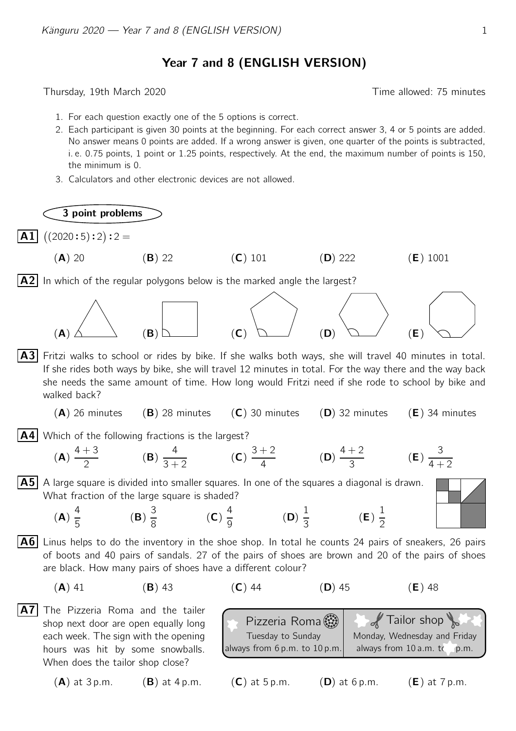# Year 7 and 8 (ENGLISH VERSION)

Thursday, 19th March 2020 — Time allowed: 75 minutes

1. For each question exactly one of the 5 options is correct.
2. Each participant is given 30 points at the beginning. For each correct answer 3, 4 or 5 points are added. No answer means 0 points are added. If a wrong answer is given, one quarter of the points is subtracted, i. e. 0.75 points, 1 point or 1.25 points, respectively. At the end, the maximum number of points is 150, the minimum is 0.
3. Calculators and other electronic devices are not allowed.

## 3 point problems

**A1** $((2020:5):2):2 =$

(**A**) 20 (**B**) 22 (**C**) 101 (**D**) 222 (**E**) 1001

**A2** In which of the regular polygons below is the marked angle the largest?

(**A**) (**B**) (**C**) (**D**) (**E**)

**A3** Fritzi walks to school or rides by bike. If she walks both ways, she will travel 40 minutes in total. If she rides both ways by bike, she will travel 12 minutes in total. For the way there and the way back she needs the same amount of time. How long would Fritzi need if she rode to school by bike and walked back?

(**A**) 26 minutes (**B**) 28 minutes (**C**) 30 minutes (**D**) 32 minutes (**E**) 34 minutes

**A4** Which of the following fractions is the largest?

(**A**) $\frac{4+3}{2}$ (**B**) $\frac{4}{3+2}$ (**C**) $\frac{3+2}{4}$ (**D**) $\frac{4+2}{3}$ (**E**) $\frac{3}{4+2}$

**A5** A large square is divided into smaller squares. In one of the squares a diagonal is drawn. What fraction of the large square is shaded?

(**A**) $\frac{4}{5}$ (**B**) $\frac{3}{8}$ (**C**) $\frac{4}{9}$ (**D**) $\frac{1}{3}$ (**E**) $\frac{1}{2}$

**A6** Linus helps to do the inventory in the shoe shop. In total he counts 24 pairs of sneakers, 26 pairs of boots and 40 pairs of sandals. 27 of the pairs of shoes are brown and 20 of the pairs of shoes are black. How many pairs of shoes have a different colour?

(**A**) 41 (**B**) 43 (**C**) 44 (**D**) 45 (**E**) 48

**A7** The Pizzeria Roma and the tailer shop next door are open equally long each week. The sign with the opening hours was hit by some snowballs. When does the tailor shop close?

| Pizzeria Roma | Tailor shop |
| --- | --- |
| Tuesday to Sunday | Monday, Wednesday and Friday |
| always from 6 p.m. to 10 p.m. | always from 10 a.m. to p.m. |

(**A**) at 3 p.m. (**B**) at 4 p.m. (**C**) at 5 p.m. (**D**) at 6 p.m. (**E**) at 7 p.m.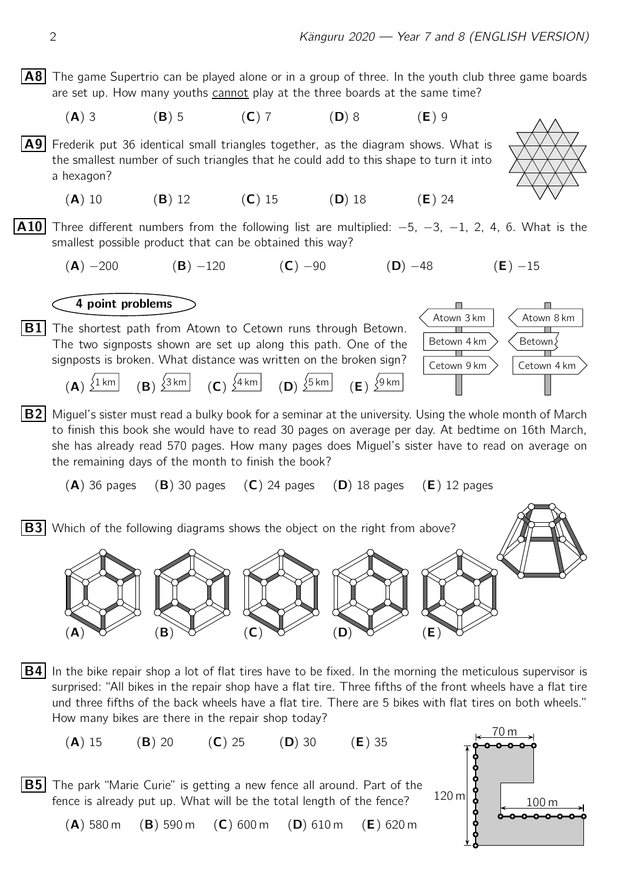**A8** The game Supertrio can be played alone or in a group of three. In the youth club three game boards are set up. How many youths <u>cannot</u> play at the three boards at the same time?

(**A**) 3 (**B**) 5 (**C**) 7 (**D**) 8 (**E**) 9

**A9** Frederik put 36 identical small triangles together, as the diagram shows. What is the smallest number of such triangles that he could add to this shape to turn it into a hexagon?

(**A**) 10 (**B**) 12 (**C**) 15 (**D**) 18 (**E**) 24

**A10** Three different numbers from the following list are multiplied: $-5$, $-3$, $-1$, 2, 4, 6. What is the smallest possible product that can be obtained this way?

(**A**) $-200$ (**B**) $-120$ (**C**) $-90$ (**D**) $-48$ (**E**) $-15$

## 4 point problems

**B1** The shortest path from Atown to Cetown runs through Betown. The two signposts shown are set up along this path. One of the signposts is broken. What distance was written on the broken sign?

Signpost 1: Atown 3 km, Betown 4 km, Cetown 9 km
Signpost 2: Atown 8 km, Betown, Cetown 4 km

(**A**) 1 km (**B**) 3 km (**C**) 4 km (**D**) 5 km (**E**) 9 km

**B2** Miguel's sister must read a bulky book for a seminar at the university. Using the whole month of March to finish this book she would have to read 30 pages on average per day. At bedtime on 16th March, she has already read 570 pages. How many pages does Miguel's sister have to read on average on the remaining days of the month to finish the book?

(**A**) 36 pages (**B**) 30 pages (**C**) 24 pages (**D**) 18 pages (**E**) 12 pages

**B3** Which of the following diagrams shows the object on the right from above?

(**A**) (**B**) (**C**) (**D**) (**E**)

**B4** In the bike repair shop a lot of flat tires have to be fixed. In the morning the meticulous supervisor is surprised: "All bikes in the repair shop have a flat tire. Three fifths of the front wheels have a flat tire und three fifths of the back wheels have a flat tire. There are 5 bikes with flat tires on both wheels." How many bikes are there in the repair shop today?

(**A**) 15 (**B**) 20 (**C**) 25 (**D**) 30 (**E**) 35

**B5** The park "Marie Curie" is getting a new fence all around. Part of the fence is already put up. What will be the total length of the fence?

70 m, 120 m, 100 m

(**A**) 580 m (**B**) 590 m (**C**) 600 m (**D**) 610 m (**E**) 620 m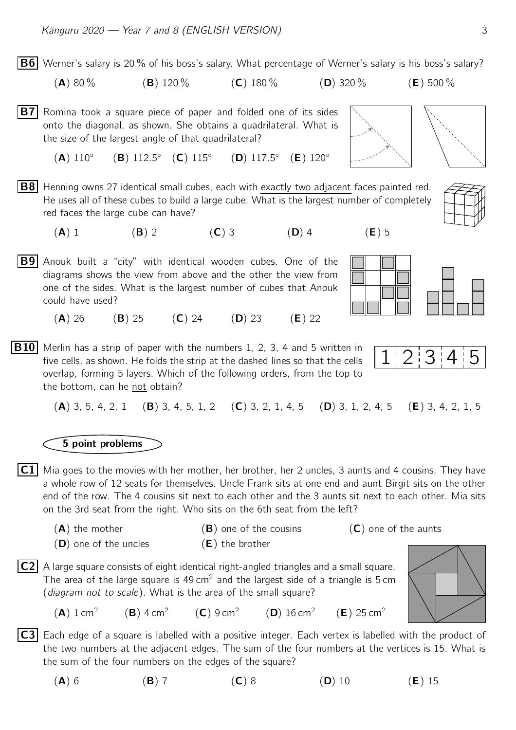**B6** Werner's salary is 20 % of his boss's salary. What percentage of Werner's salary is his boss's salary?

(**A**) 80 % (**B**) 120 % (**C**) 180 % (**D**) 320 % (**E**) 500 %

**B7** Romina took a square piece of paper and folded one of its sides onto the diagonal, as shown. She obtains a quadrilateral. What is the size of the largest angle of that quadrilateral?

(**A**) 110° (**B**) 112.5° (**C**) 115° (**D**) 117.5° (**E**) 120°

**B8** Henning owns 27 identical small cubes, each with exactly two adjacent faces painted red. He uses all of these cubes to build a large cube. What is the largest number of completely red faces the large cube can have?

(**A**) 1 (**B**) 2 (**C**) 3 (**D**) 4 (**E**) 5

**B9** Anouk built a "city" with identical wooden cubes. One of the diagrams shows the view from above and the other the view from one of the sides. What is the largest number of cubes that Anouk could have used?

(**A**) 26 (**B**) 25 (**C**) 24 (**D**) 23 (**E**) 22

**B10** Merlin has a strip of paper with the numbers 1, 2, 3, 4 and 5 written in five cells, as shown. He folds the strip at the dashed lines so that the cells overlap, forming 5 layers. Which of the following orders, from the top to the bottom, can he not obtain?

| 1 | 2 | 3 | 4 | 5 |
|---|---|---|---|---|

(**A**) 3, 5, 4, 2, 1 (**B**) 3, 4, 5, 1, 2 (**C**) 3, 2, 1, 4, 5 (**D**) 3, 1, 2, 4, 5 (**E**) 3, 4, 2, 1, 5

## 5 point problems

**C1** Mia goes to the movies with her mother, her brother, her 2 uncles, 3 aunts and 4 cousins. They have a whole row of 12 seats for themselves. Uncle Frank sits at one end and aunt Birgit sits on the other end of the row. The 4 cousins sit next to each other and the 3 aunts sit next to each other. Mia sits on the 3rd seat from the right. Who sits on the 6th seat from the left?

(**A**) the mother (**B**) one of the cousins (**C**) one of the aunts
(**D**) one of the uncles (**E**) the brother

**C2** A large square consists of eight identical right-angled triangles and a small square. The area of the large square is 49 $cm^2$ and the largest side of a triangle is 5 cm (*diagram not to scale*). What is the area of the small square?

(**A**) 1 $cm^2$ (**B**) 4 $cm^2$ (**C**) 9 $cm^2$ (**D**) 16 $cm^2$ (**E**) 25 $cm^2$

**C3** Each edge of a square is labelled with a positive integer. Each vertex is labelled with the product of the two numbers at the adjacent edges. The sum of the four numbers at the vertices is 15. What is the sum of the four numbers on the edges of the square?

(**A**) 6 (**B**) 7 (**C**) 8 (**D**) 10 (**E**) 15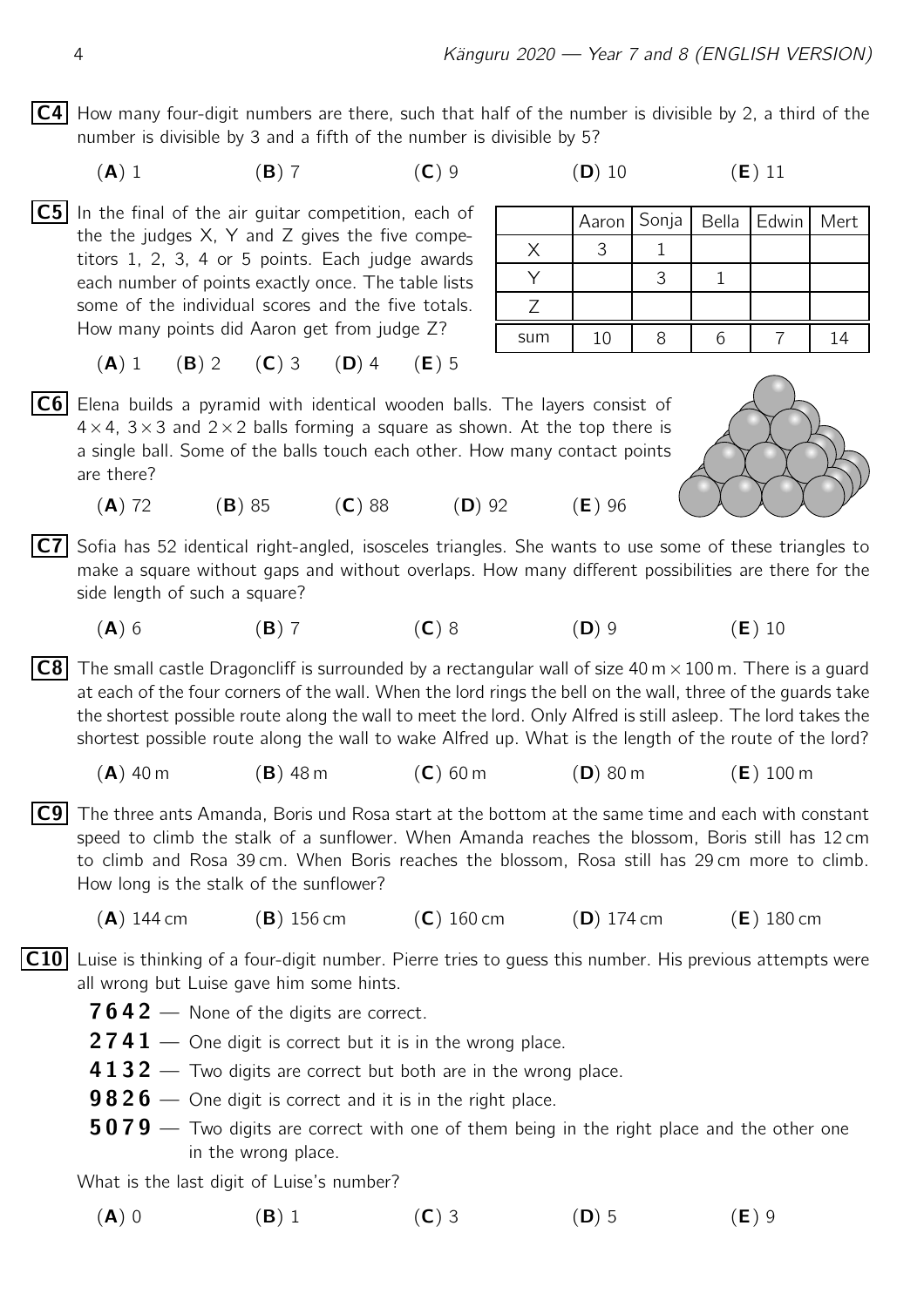**C4** How many four-digit numbers are there, such that half of the number is divisible by 2, a third of the number is divisible by 3 and a fifth of the number is divisible by 5?

(**A**) 1 (**B**) 7 (**C**) 9 (**D**) 10 (**E**) 11

**C5** In the final of the air guitar competition, each of the the judges X, Y and Z gives the five competitors 1, 2, 3, 4 or 5 points. Each judge awards each number of points exactly once. The table lists some of the individual scores and the five totals. How many points did Aaron get from judge Z?

| | Aaron | Sonja | Bella | Edwin | Mert |
|---|---|---|---|---|---|
| X | 3 | 1 | | | |
| Y | | 3 | 1 | | |
| Z | | | | | |
| sum | 10 | 8 | 6 | 7 | 14 |

(**A**) 1 (**B**) 2 (**C**) 3 (**D**) 4 (**E**) 5

**C6** Elena builds a pyramid with identical wooden balls. The layers consist of $4 \times 4$, $3 \times 3$ and $2 \times 2$ balls forming a square as shown. At the top there is a single ball. Some of the balls touch each other. How many contact points are there?

(**A**) 72 (**B**) 85 (**C**) 88 (**D**) 92 (**E**) 96

**C7** Sofia has 52 identical right-angled, isosceles triangles. She wants to use some of these triangles to make a square without gaps and without overlaps. How many different possibilities are there for the side length of such a square?

(**A**) 6 (**B**) 7 (**C**) 8 (**D**) 9 (**E**) 10

**C8** The small castle Dragoncliff is surrounded by a rectangular wall of size $40\,\text{m} \times 100\,\text{m}$. There is a guard at each of the four corners of the wall. When the lord rings the bell on the wall, three of the guards take the shortest possible route along the wall to meet the lord. Only Alfred is still asleep. The lord takes the shortest possible route along the wall to wake Alfred up. What is the length of the route of the lord?

(**A**) 40 m (**B**) 48 m (**C**) 60 m (**D**) 80 m (**E**) 100 m

**C9** The three ants Amanda, Boris und Rosa start at the bottom at the same time and each with constant speed to climb the stalk of a sunflower. When Amanda reaches the blossom, Boris still has 12 cm to climb and Rosa 39 cm. When Boris reaches the blossom, Rosa still has 29 cm more to climb. How long is the stalk of the sunflower?

(**A**) 144 cm (**B**) 156 cm (**C**) 160 cm (**D**) 174 cm (**E**) 180 cm

**C10** Luise is thinking of a four-digit number. Pierre tries to guess this number. His previous attempts were all wrong but Luise gave him some hints.

- **7642** — None of the digits are correct.
- **2741** — One digit is correct but it is in the wrong place.
- **4132** — Two digits are correct but both are in the wrong place.
- **9826** — One digit is correct and it is in the right place.
- **5079** — Two digits are correct with one of them being in the right place and the other one in the wrong place.

What is the last digit of Luise's number?

(**A**) 0 (**B**) 1 (**C**) 3 (**D**) 5 (**E**) 9